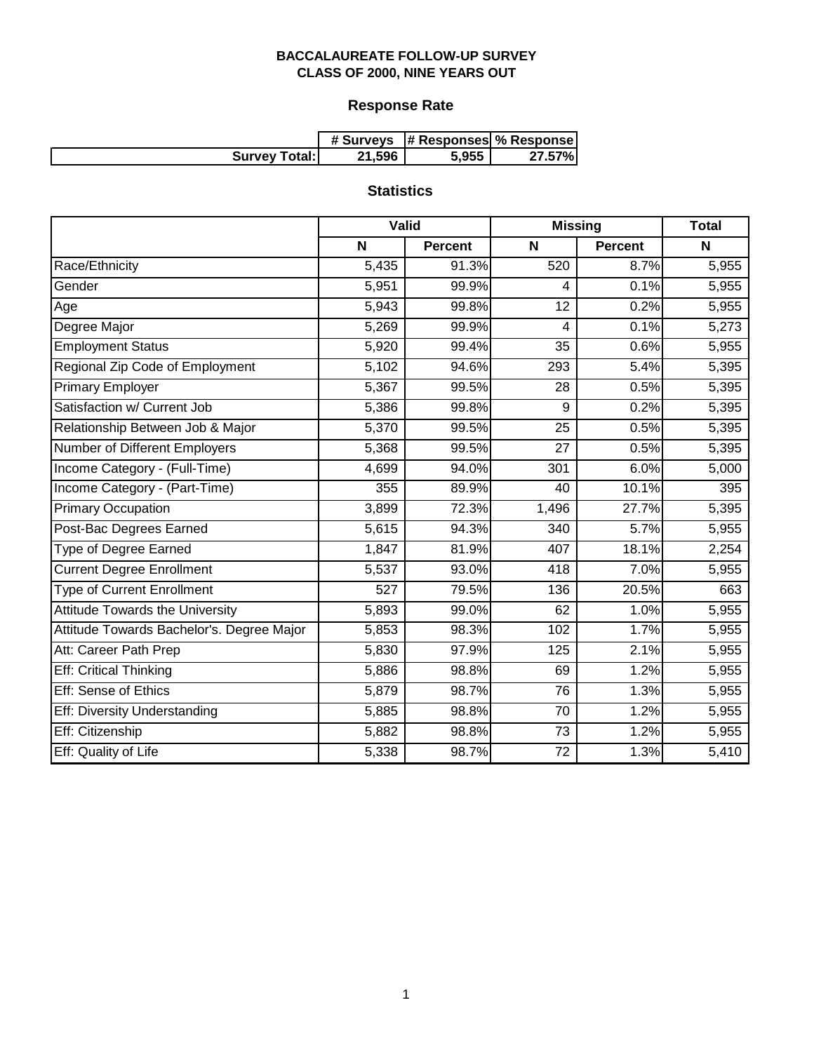**BACCALAUREATE FOLLOW-UP SURVEY**
**CLASS OF 2000, NINE YEARS OUT**

## Response Rate

| | # Surveys | # Responses | % Response |
|---|---|---|---|
| **Survey Total:** | **21,596** | **5,955** | **27.57%** |

## Statistics

| | Valid | | Missing | | Total |
|---|---|---|---|---|---|
| | N | Percent | N | Percent | N |
| Race/Ethnicity | 5,435 | 91.3% | 520 | 8.7% | 5,955 |
| Gender | 5,951 | 99.9% | 4 | 0.1% | 5,955 |
| Age | 5,943 | 99.8% | 12 | 0.2% | 5,955 |
| Degree Major | 5,269 | 99.9% | 4 | 0.1% | 5,273 |
| Employment Status | 5,920 | 99.4% | 35 | 0.6% | 5,955 |
| Regional Zip Code of Employment | 5,102 | 94.6% | 293 | 5.4% | 5,395 |
| Primary Employer | 5,367 | 99.5% | 28 | 0.5% | 5,395 |
| Satisfaction w/ Current Job | 5,386 | 99.8% | 9 | 0.2% | 5,395 |
| Relationship Between Job & Major | 5,370 | 99.5% | 25 | 0.5% | 5,395 |
| Number of Different Employers | 5,368 | 99.5% | 27 | 0.5% | 5,395 |
| Income Category - (Full-Time) | 4,699 | 94.0% | 301 | 6.0% | 5,000 |
| Income Category - (Part-Time) | 355 | 89.9% | 40 | 10.1% | 395 |
| Primary Occupation | 3,899 | 72.3% | 1,496 | 27.7% | 5,395 |
| Post-Bac Degrees Earned | 5,615 | 94.3% | 340 | 5.7% | 5,955 |
| Type of Degree Earned | 1,847 | 81.9% | 407 | 18.1% | 2,254 |
| Current Degree Enrollment | 5,537 | 93.0% | 418 | 7.0% | 5,955 |
| Type of Current Enrollment | 527 | 79.5% | 136 | 20.5% | 663 |
| Attitude Towards the University | 5,893 | 99.0% | 62 | 1.0% | 5,955 |
| Attitude Towards Bachelor's. Degree Major | 5,853 | 98.3% | 102 | 1.7% | 5,955 |
| Att: Career Path Prep | 5,830 | 97.9% | 125 | 2.1% | 5,955 |
| Eff: Critical Thinking | 5,886 | 98.8% | 69 | 1.2% | 5,955 |
| Eff: Sense of Ethics | 5,879 | 98.7% | 76 | 1.3% | 5,955 |
| Eff: Diversity Understanding | 5,885 | 98.8% | 70 | 1.2% | 5,955 |
| Eff: Citizenship | 5,882 | 98.8% | 73 | 1.2% | 5,955 |
| Eff: Quality of Life | 5,338 | 98.7% | 72 | 1.3% | 5,410 |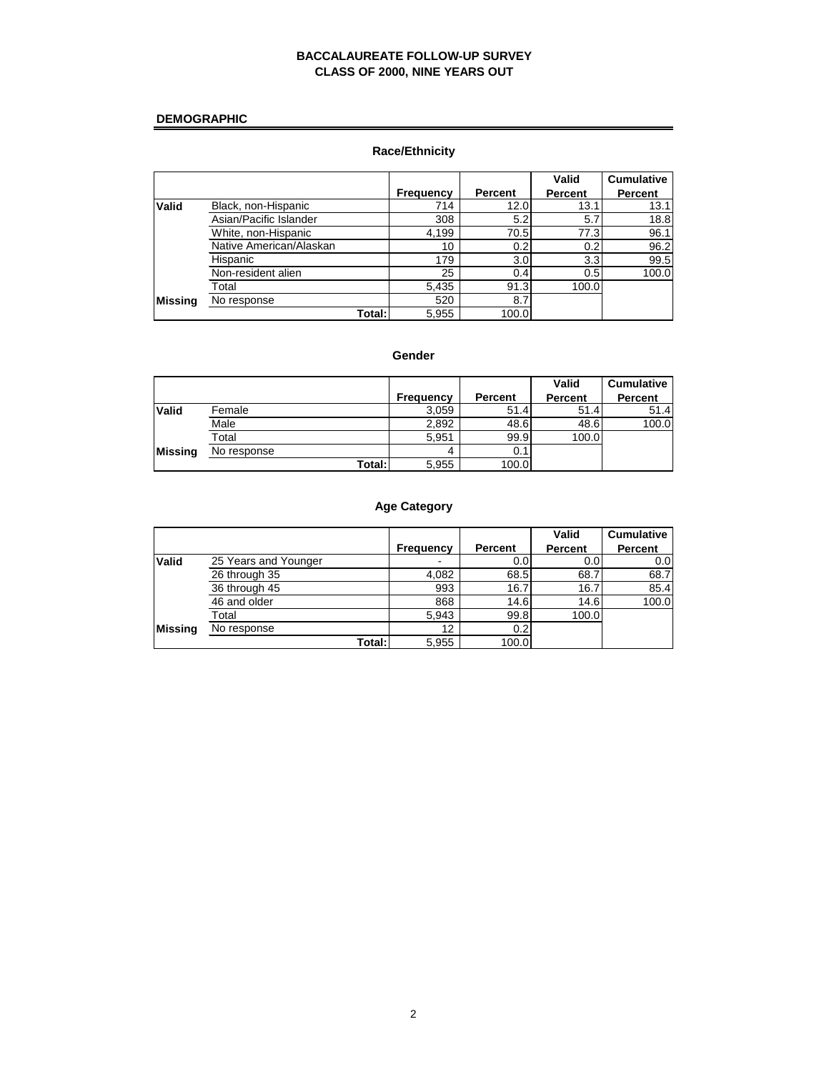# BACCALAUREATE FOLLOW-UP SURVEY
# CLASS OF 2000, NINE YEARS OUT

## DEMOGRAPHIC

### Race/Ethnicity

| | | Frequency | Percent | Valid Percent | Cumulative Percent |
|---|---|---|---|---|---|
| Valid | Black, non-Hispanic | 714 | 12.0 | 13.1 | 13.1 |
| | Asian/Pacific Islander | 308 | 5.2 | 5.7 | 18.8 |
| | White, non-Hispanic | 4,199 | 70.5 | 77.3 | 96.1 |
| | Native American/Alaskan | 10 | 0.2 | 0.2 | 96.2 |
| | Hispanic | 179 | 3.0 | 3.3 | 99.5 |
| | Non-resident alien | 25 | 0.4 | 0.5 | 100.0 |
| | Total | 5,435 | 91.3 | 100.0 | |
| Missing | No response | 520 | 8.7 | | |
| | Total: | 5,955 | 100.0 | | |

### Gender

| | | Frequency | Percent | Valid Percent | Cumulative Percent |
|---|---|---|---|---|---|
| Valid | Female | 3,059 | 51.4 | 51.4 | 51.4 |
| | Male | 2,892 | 48.6 | 48.6 | 100.0 |
| | Total | 5,951 | 99.9 | 100.0 | |
| Missing | No response | 4 | 0.1 | | |
| | Total: | 5,955 | 100.0 | | |

### Age Category

| | | Frequency | Percent | Valid Percent | Cumulative Percent |
|---|---|---|---|---|---|
| Valid | 25 Years and Younger | - | 0.0 | 0.0 | 0.0 |
| | 26 through 35 | 4,082 | 68.5 | 68.7 | 68.7 |
| | 36 through 45 | 993 | 16.7 | 16.7 | 85.4 |
| | 46 and older | 868 | 14.6 | 14.6 | 100.0 |
| | Total | 5,943 | 99.8 | 100.0 | |
| Missing | No response | 12 | 0.2 | | |
| | Total: | 5,955 | 100.0 | | |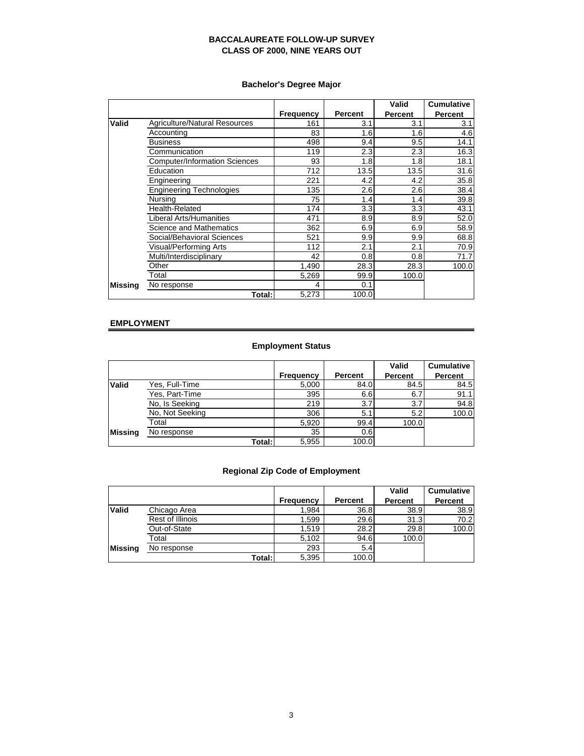# BACCALAUREATE FOLLOW-UP SURVEY
# CLASS OF 2000, NINE YEARS OUT

### Bachelor's Degree Major

| | | Frequency | Percent | Valid Percent | Cumulative Percent |
|---|---|---|---|---|---|
| **Valid** | Agriculture/Natural Resources | 161 | 3.1 | 3.1 | 3.1 |
| | Accounting | 83 | 1.6 | 1.6 | 4.6 |
| | Business | 498 | 9.4 | 9.5 | 14.1 |
| | Communication | 119 | 2.3 | 2.3 | 16.3 |
| | Computer/Information Sciences | 93 | 1.8 | 1.8 | 18.1 |
| | Education | 712 | 13.5 | 13.5 | 31.6 |
| | Engineering | 221 | 4.2 | 4.2 | 35.8 |
| | Engineering Technologies | 135 | 2.6 | 2.6 | 38.4 |
| | Nursing | 75 | 1.4 | 1.4 | 39.8 |
| | Health-Related | 174 | 3.3 | 3.3 | 43.1 |
| | Liberal Arts/Humanities | 471 | 8.9 | 8.9 | 52.0 |
| | Science and Mathematics | 362 | 6.9 | 6.9 | 58.9 |
| | Social/Behavioral Sciences | 521 | 9.9 | 9.9 | 68.8 |
| | Visual/Performing Arts | 112 | 2.1 | 2.1 | 70.9 |
| | Multi/Interdisciplinary | 42 | 0.8 | 0.8 | 71.7 |
| | Other | 1,490 | 28.3 | 28.3 | 100.0 |
| | Total | 5,269 | 99.9 | 100.0 | |
| **Missing** | No response | 4 | 0.1 | | |
| | **Total:** | 5,273 | 100.0 | | |

## EMPLOYMENT

### Employment Status

| | | Frequency | Percent | Valid Percent | Cumulative Percent |
|---|---|---|---|---|---|
| **Valid** | Yes, Full-Time | 5,000 | 84.0 | 84.5 | 84.5 |
| | Yes, Part-Time | 395 | 6.6 | 6.7 | 91.1 |
| | No, Is Seeking | 219 | 3.7 | 3.7 | 94.8 |
| | No, Not Seeking | 306 | 5.1 | 5.2 | 100.0 |
| | Total | 5,920 | 99.4 | 100.0 | |
| **Missing** | No response | 35 | 0.6 | | |
| | **Total:** | 5,955 | 100.0 | | |

### Regional Zip Code of Employment

| | | Frequency | Percent | Valid Percent | Cumulative Percent |
|---|---|---|---|---|---|
| **Valid** | Chicago Area | 1,984 | 36.8 | 38.9 | 38.9 |
| | Rest of Illinois | 1,599 | 29.6 | 31.3 | 70.2 |
| | Out-of-State | 1,519 | 28.2 | 29.8 | 100.0 |
| | Total | 5,102 | 94.6 | 100.0 | |
| **Missing** | No response | 293 | 5.4 | | |
| | **Total:** | 5,395 | 100.0 | | |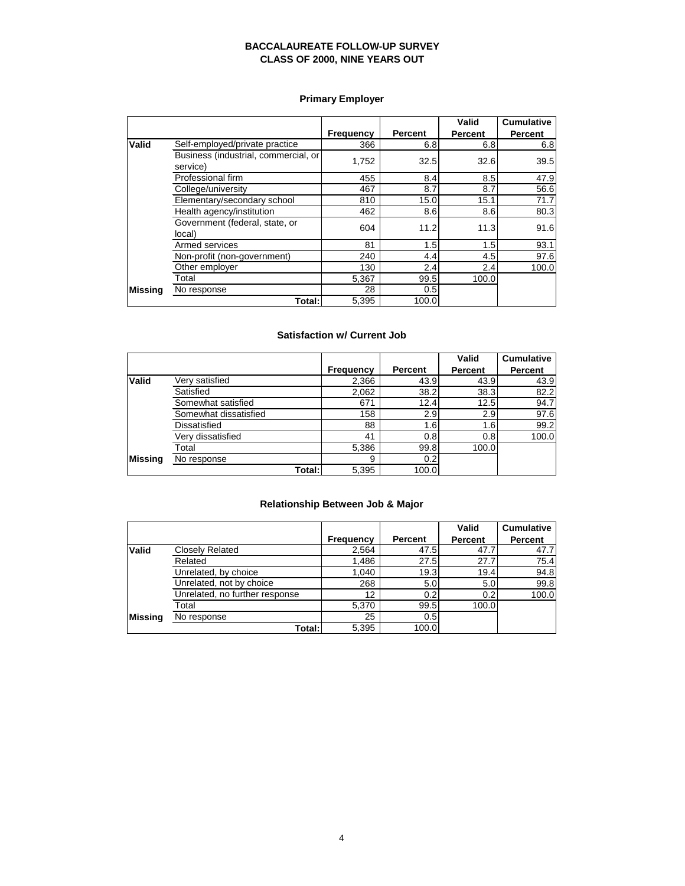# BACCALAUREATE FOLLOW-UP SURVEY
# CLASS OF 2000, NINE YEARS OUT

## Primary Employer

| | | Frequency | Percent | Valid Percent | Cumulative Percent |
|---|---|---|---|---|---|
| **Valid** | Self-employed/private practice | 366 | 6.8 | 6.8 | 6.8 |
| | Business (industrial, commercial, or service) | 1,752 | 32.5 | 32.6 | 39.5 |
| | Professional firm | 455 | 8.4 | 8.5 | 47.9 |
| | College/university | 467 | 8.7 | 8.7 | 56.6 |
| | Elementary/secondary school | 810 | 15.0 | 15.1 | 71.7 |
| | Health agency/institution | 462 | 8.6 | 8.6 | 80.3 |
| | Government (federal, state, or local) | 604 | 11.2 | 11.3 | 91.6 |
| | Armed services | 81 | 1.5 | 1.5 | 93.1 |
| | Non-profit (non-government) | 240 | 4.4 | 4.5 | 97.6 |
| | Other employer | 130 | 2.4 | 2.4 | 100.0 |
| | Total | 5,367 | 99.5 | 100.0 | |
| **Missing** | No response | 28 | 0.5 | | |
| | **Total:** | 5,395 | 100.0 | | |

## Satisfaction w/ Current Job

| | | Frequency | Percent | Valid Percent | Cumulative Percent |
|---|---|---|---|---|---|
| **Valid** | Very satisfied | 2,366 | 43.9 | 43.9 | 43.9 |
| | Satisfied | 2,062 | 38.2 | 38.3 | 82.2 |
| | Somewhat satisfied | 671 | 12.4 | 12.5 | 94.7 |
| | Somewhat dissatisfied | 158 | 2.9 | 2.9 | 97.6 |
| | Dissatisfied | 88 | 1.6 | 1.6 | 99.2 |
| | Very dissatisfied | 41 | 0.8 | 0.8 | 100.0 |
| | Total | 5,386 | 99.8 | 100.0 | |
| **Missing** | No response | 9 | 0.2 | | |
| | **Total:** | 5,395 | 100.0 | | |

## Relationship Between Job & Major

| | | Frequency | Percent | Valid Percent | Cumulative Percent |
|---|---|---|---|---|---|
| **Valid** | Closely Related | 2,564 | 47.5 | 47.7 | 47.7 |
| | Related | 1,486 | 27.5 | 27.7 | 75.4 |
| | Unrelated, by choice | 1,040 | 19.3 | 19.4 | 94.8 |
| | Unrelated, not by choice | 268 | 5.0 | 5.0 | 99.8 |
| | Unrelated, no further response | 12 | 0.2 | 0.2 | 100.0 |
| | Total | 5,370 | 99.5 | 100.0 | |
| **Missing** | No response | 25 | 0.5 | | |
| | **Total:** | 5,395 | 100.0 | | |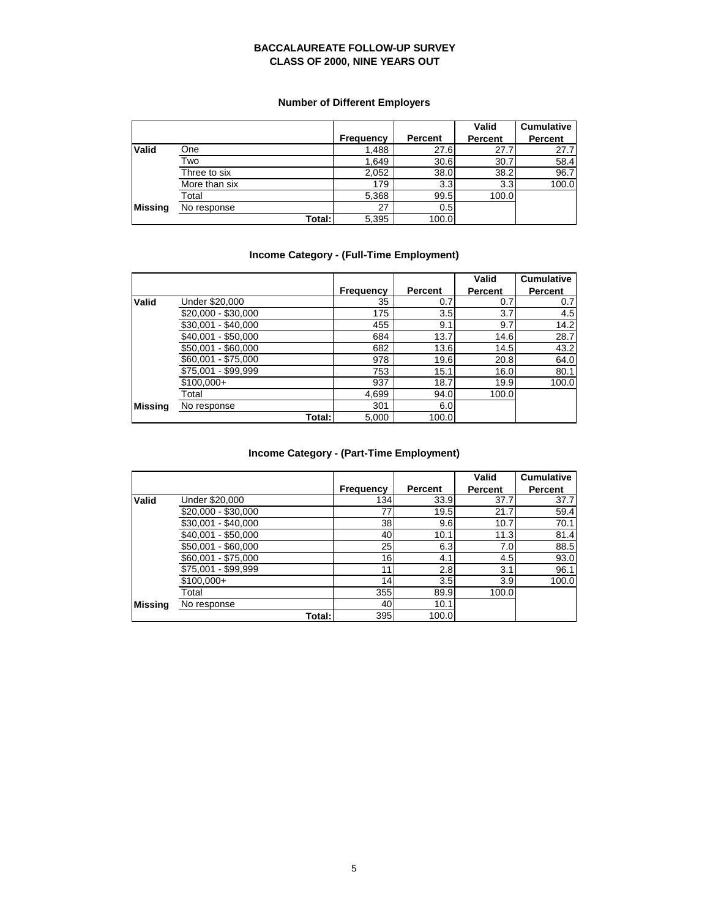# BACCALAUREATE FOLLOW-UP SURVEY
## CLASS OF 2000, NINE YEARS OUT

### Number of Different Employers

| | | Frequency | Percent | Valid Percent | Cumulative Percent |
|---|---|---|---|---|---|
| **Valid** | One | 1,488 | 27.6 | 27.7 | 27.7 |
| | Two | 1,649 | 30.6 | 30.7 | 58.4 |
| | Three to six | 2,052 | 38.0 | 38.2 | 96.7 |
| | More than six | 179 | 3.3 | 3.3 | 100.0 |
| | Total | 5,368 | 99.5 | 100.0 | |
| **Missing** | No response | 27 | 0.5 | | |
| | **Total:** | 5,395 | 100.0 | | |

### Income Category - (Full-Time Employment)

| | | Frequency | Percent | Valid Percent | Cumulative Percent |
|---|---|---|---|---|---|
| **Valid** | Under $20,000 | 35 | 0.7 | 0.7 | 0.7 |
| | $20,000 - $30,000 | 175 | 3.5 | 3.7 | 4.5 |
| | $30,001 - $40,000 | 455 | 9.1 | 9.7 | 14.2 |
| | $40,001 - $50,000 | 684 | 13.7 | 14.6 | 28.7 |
| | $50,001 - $60,000 | 682 | 13.6 | 14.5 | 43.2 |
| | $60,001 - $75,000 | 978 | 19.6 | 20.8 | 64.0 |
| | $75,001 - $99,999 | 753 | 15.1 | 16.0 | 80.1 |
| | $100,000+ | 937 | 18.7 | 19.9 | 100.0 |
| | Total | 4,699 | 94.0 | 100.0 | |
| **Missing** | No response | 301 | 6.0 | | |
| | **Total:** | 5,000 | 100.0 | | |

### Income Category - (Part-Time Employment)

| | | Frequency | Percent | Valid Percent | Cumulative Percent |
|---|---|---|---|---|---|
| **Valid** | Under $20,000 | 134 | 33.9 | 37.7 | 37.7 |
| | $20,000 - $30,000 | 77 | 19.5 | 21.7 | 59.4 |
| | $30,001 - $40,000 | 38 | 9.6 | 10.7 | 70.1 |
| | $40,001 - $50,000 | 40 | 10.1 | 11.3 | 81.4 |
| | $50,001 - $60,000 | 25 | 6.3 | 7.0 | 88.5 |
| | $60,001 - $75,000 | 16 | 4.1 | 4.5 | 93.0 |
| | $75,001 - $99,999 | 11 | 2.8 | 3.1 | 96.1 |
| | $100,000+ | 14 | 3.5 | 3.9 | 100.0 |
| | Total | 355 | 89.9 | 100.0 | |
| **Missing** | No response | 40 | 10.1 | | |
| | **Total:** | 395 | 100.0 | | |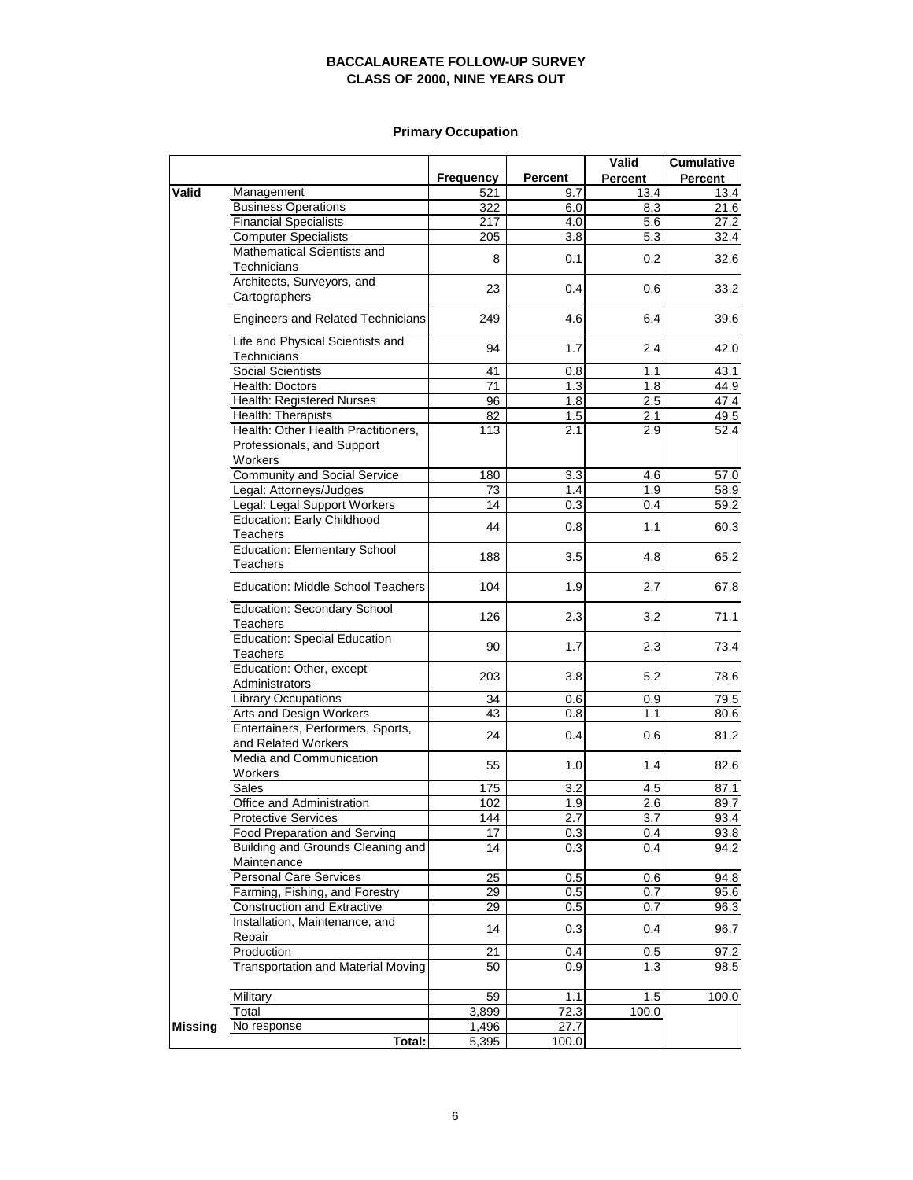# BACCALAUREATE FOLLOW-UP SURVEY
## CLASS OF 2000, NINE YEARS OUT

### Primary Occupation

| | | Frequency | Percent | Valid Percent | Cumulative Percent |
|---|---|---|---|---|---|
| **Valid** | Management | 521 | 9.7 | 13.4 | 13.4 |
| | Business Operations | 322 | 6.0 | 8.3 | 21.6 |
| | Financial Specialists | 217 | 4.0 | 5.6 | 27.2 |
| | Computer Specialists | 205 | 3.8 | 5.3 | 32.4 |
| | Mathematical Scientists and Technicians | 8 | 0.1 | 0.2 | 32.6 |
| | Architects, Surveyors, and Cartographers | 23 | 0.4 | 0.6 | 33.2 |
| | Engineers and Related Technicians | 249 | 4.6 | 6.4 | 39.6 |
| | Life and Physical Scientists and Technicians | 94 | 1.7 | 2.4 | 42.0 |
| | Social Scientists | 41 | 0.8 | 1.1 | 43.1 |
| | Health: Doctors | 71 | 1.3 | 1.8 | 44.9 |
| | Health: Registered Nurses | 96 | 1.8 | 2.5 | 47.4 |
| | Health: Therapists | 82 | 1.5 | 2.1 | 49.5 |
| | Health: Other Health Practitioners, Professionals, and Support Workers | 113 | 2.1 | 2.9 | 52.4 |
| | Community and Social Service | 180 | 3.3 | 4.6 | 57.0 |
| | Legal: Attorneys/Judges | 73 | 1.4 | 1.9 | 58.9 |
| | Legal: Legal Support Workers | 14 | 0.3 | 0.4 | 59.2 |
| | Education: Early Childhood Teachers | 44 | 0.8 | 1.1 | 60.3 |
| | Education: Elementary School Teachers | 188 | 3.5 | 4.8 | 65.2 |
| | Education: Middle School Teachers | 104 | 1.9 | 2.7 | 67.8 |
| | Education: Secondary School Teachers | 126 | 2.3 | 3.2 | 71.1 |
| | Education: Special Education Teachers | 90 | 1.7 | 2.3 | 73.4 |
| | Education: Other, except Administrators | 203 | 3.8 | 5.2 | 78.6 |
| | Library Occupations | 34 | 0.6 | 0.9 | 79.5 |
| | Arts and Design Workers | 43 | 0.8 | 1.1 | 80.6 |
| | Entertainers, Performers, Sports, and Related Workers | 24 | 0.4 | 0.6 | 81.2 |
| | Media and Communication Workers | 55 | 1.0 | 1.4 | 82.6 |
| | Sales | 175 | 3.2 | 4.5 | 87.1 |
| | Office and Administration | 102 | 1.9 | 2.6 | 89.7 |
| | Protective Services | 144 | 2.7 | 3.7 | 93.4 |
| | Food Preparation and Serving | 17 | 0.3 | 0.4 | 93.8 |
| | Building and Grounds Cleaning and Maintenance | 14 | 0.3 | 0.4 | 94.2 |
| | Personal Care Services | 25 | 0.5 | 0.6 | 94.8 |
| | Farming, Fishing, and Forestry | 29 | 0.5 | 0.7 | 95.6 |
| | Construction and Extractive | 29 | 0.5 | 0.7 | 96.3 |
| | Installation, Maintenance, and Repair | 14 | 0.3 | 0.4 | 96.7 |
| | Production | 21 | 0.4 | 0.5 | 97.2 |
| | Transportation and Material Moving | 50 | 0.9 | 1.3 | 98.5 |
| | Military | 59 | 1.1 | 1.5 | 100.0 |
| | Total | 3,899 | 72.3 | 100.0 | |
| **Missing** | No response | 1,496 | 27.7 | | |
| | **Total:** | 5,395 | 100.0 | | |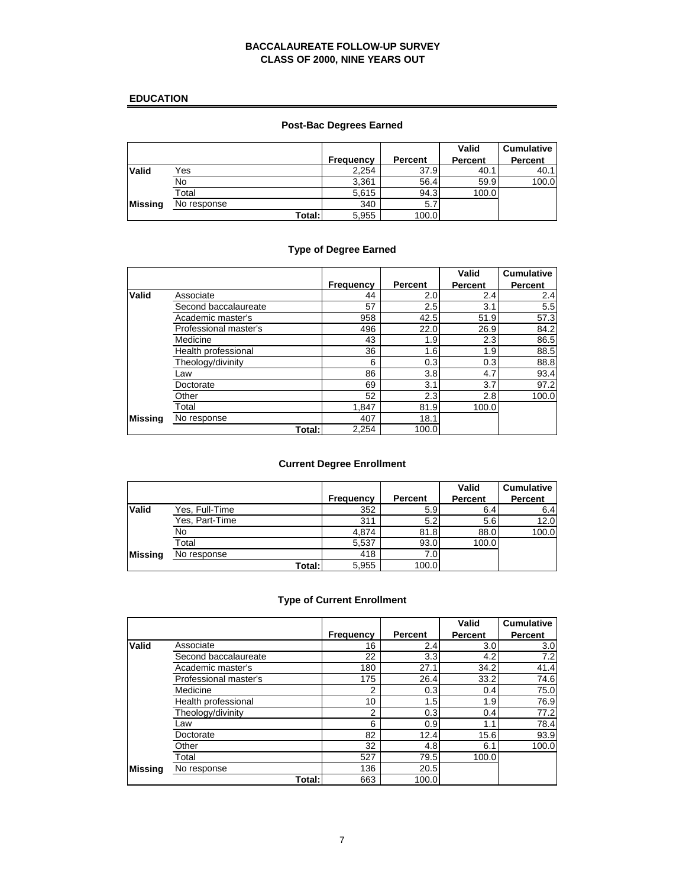# BACCALAUREATE FOLLOW-UP SURVEY
# CLASS OF 2000, NINE YEARS OUT

## EDUCATION

### Post-Bac Degrees Earned

| | | Frequency | Percent | Valid Percent | Cumulative Percent |
|---|---|---|---|---|---|
| **Valid** | Yes | 2,254 | 37.9 | 40.1 | 40.1 |
| | No | 3,361 | 56.4 | 59.9 | 100.0 |
| | Total | 5,615 | 94.3 | 100.0 | |
| **Missing** | No response | 340 | 5.7 | | |
| | **Total:** | 5,955 | 100.0 | | |

### Type of Degree Earned

| | | Frequency | Percent | Valid Percent | Cumulative Percent |
|---|---|---|---|---|---|
| **Valid** | Associate | 44 | 2.0 | 2.4 | 2.4 |
| | Second baccalaureate | 57 | 2.5 | 3.1 | 5.5 |
| | Academic master's | 958 | 42.5 | 51.9 | 57.3 |
| | Professional master's | 496 | 22.0 | 26.9 | 84.2 |
| | Medicine | 43 | 1.9 | 2.3 | 86.5 |
| | Health professional | 36 | 1.6 | 1.9 | 88.5 |
| | Theology/divinity | 6 | 0.3 | 0.3 | 88.8 |
| | Law | 86 | 3.8 | 4.7 | 93.4 |
| | Doctorate | 69 | 3.1 | 3.7 | 97.2 |
| | Other | 52 | 2.3 | 2.8 | 100.0 |
| | Total | 1,847 | 81.9 | 100.0 | |
| **Missing** | No response | 407 | 18.1 | | |
| | **Total:** | 2,254 | 100.0 | | |

### Current Degree Enrollment

| | | Frequency | Percent | Valid Percent | Cumulative Percent |
|---|---|---|---|---|---|
| **Valid** | Yes, Full-Time | 352 | 5.9 | 6.4 | 6.4 |
| | Yes, Part-Time | 311 | 5.2 | 5.6 | 12.0 |
| | No | 4,874 | 81.8 | 88.0 | 100.0 |
| | Total | 5,537 | 93.0 | 100.0 | |
| **Missing** | No response | 418 | 7.0 | | |
| | **Total:** | 5,955 | 100.0 | | |

### Type of Current Enrollment

| | | Frequency | Percent | Valid Percent | Cumulative Percent |
|---|---|---|---|---|---|
| **Valid** | Associate | 16 | 2.4 | 3.0 | 3.0 |
| | Second baccalaureate | 22 | 3.3 | 4.2 | 7.2 |
| | Academic master's | 180 | 27.1 | 34.2 | 41.4 |
| | Professional master's | 175 | 26.4 | 33.2 | 74.6 |
| | Medicine | 2 | 0.3 | 0.4 | 75.0 |
| | Health professional | 10 | 1.5 | 1.9 | 76.9 |
| | Theology/divinity | 2 | 0.3 | 0.4 | 77.2 |
| | Law | 6 | 0.9 | 1.1 | 78.4 |
| | Doctorate | 82 | 12.4 | 15.6 | 93.9 |
| | Other | 32 | 4.8 | 6.1 | 100.0 |
| | Total | 527 | 79.5 | 100.0 | |
| **Missing** | No response | 136 | 20.5 | | |
| | **Total:** | 663 | 100.0 | | |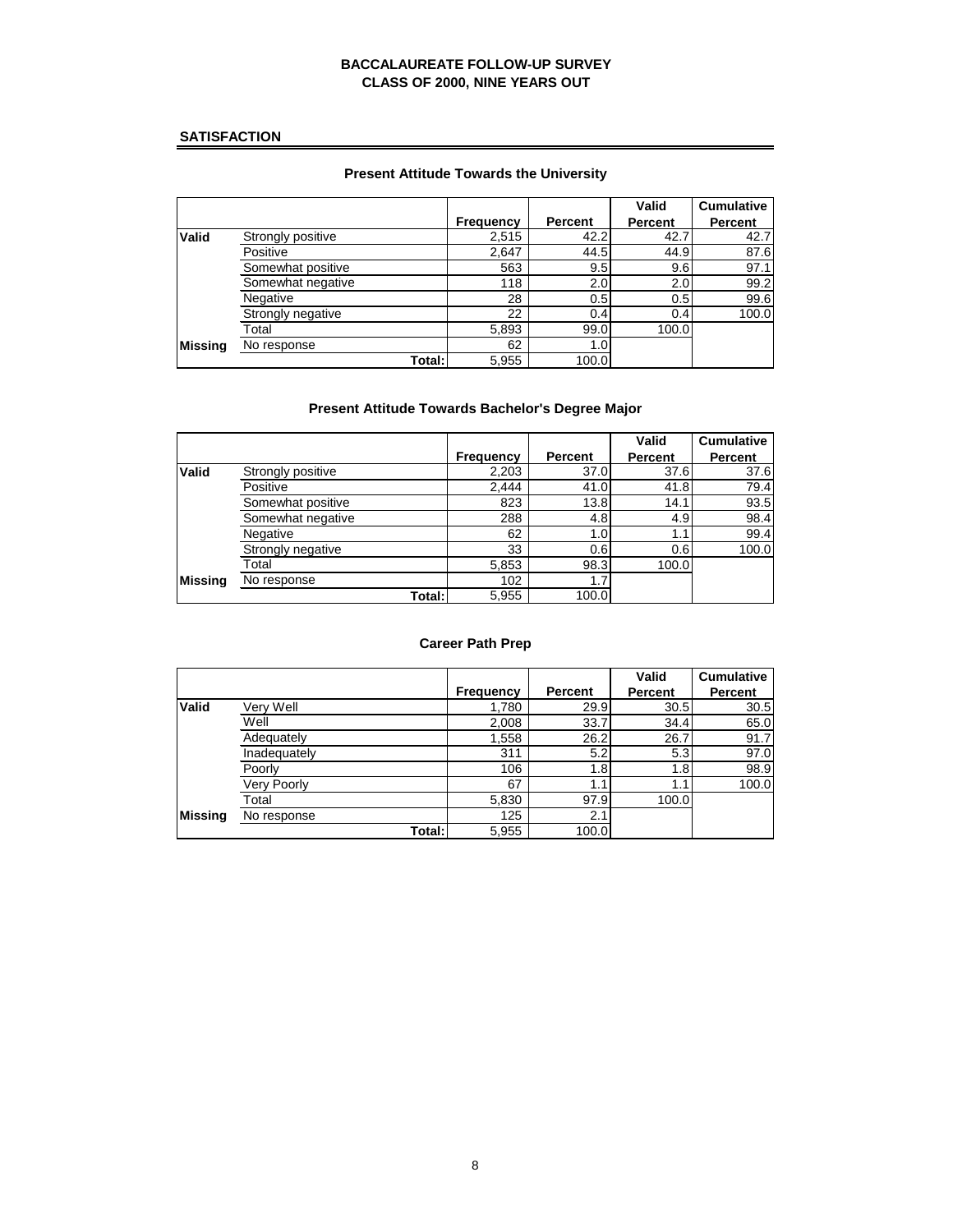# BACCALAUREATE FOLLOW-UP SURVEY
# CLASS OF 2000, NINE YEARS OUT

## SATISFACTION

### Present Attitude Towards the University

| | | Frequency | Percent | Valid Percent | Cumulative Percent |
|---|---|---|---|---|---|
| Valid | Strongly positive | 2,515 | 42.2 | 42.7 | 42.7 |
| | Positive | 2,647 | 44.5 | 44.9 | 87.6 |
| | Somewhat positive | 563 | 9.5 | 9.6 | 97.1 |
| | Somewhat negative | 118 | 2.0 | 2.0 | 99.2 |
| | Negative | 28 | 0.5 | 0.5 | 99.6 |
| | Strongly negative | 22 | 0.4 | 0.4 | 100.0 |
| | Total | 5,893 | 99.0 | 100.0 | |
| Missing | No response | 62 | 1.0 | | |
| | Total: | 5,955 | 100.0 | | |

### Present Attitude Towards Bachelor's Degree Major

| | | Frequency | Percent | Valid Percent | Cumulative Percent |
|---|---|---|---|---|---|
| Valid | Strongly positive | 2,203 | 37.0 | 37.6 | 37.6 |
| | Positive | 2,444 | 41.0 | 41.8 | 79.4 |
| | Somewhat positive | 823 | 13.8 | 14.1 | 93.5 |
| | Somewhat negative | 288 | 4.8 | 4.9 | 98.4 |
| | Negative | 62 | 1.0 | 1.1 | 99.4 |
| | Strongly negative | 33 | 0.6 | 0.6 | 100.0 |
| | Total | 5,853 | 98.3 | 100.0 | |
| Missing | No response | 102 | 1.7 | | |
| | Total: | 5,955 | 100.0 | | |

### Career Path Prep

| | | Frequency | Percent | Valid Percent | Cumulative Percent |
|---|---|---|---|---|---|
| Valid | Very Well | 1,780 | 29.9 | 30.5 | 30.5 |
| | Well | 2,008 | 33.7 | 34.4 | 65.0 |
| | Adequately | 1,558 | 26.2 | 26.7 | 91.7 |
| | Inadequately | 311 | 5.2 | 5.3 | 97.0 |
| | Poorly | 106 | 1.8 | 1.8 | 98.9 |
| | Very Poorly | 67 | 1.1 | 1.1 | 100.0 |
| | Total | 5,830 | 97.9 | 100.0 | |
| Missing | No response | 125 | 2.1 | | |
| | Total: | 5,955 | 100.0 | | |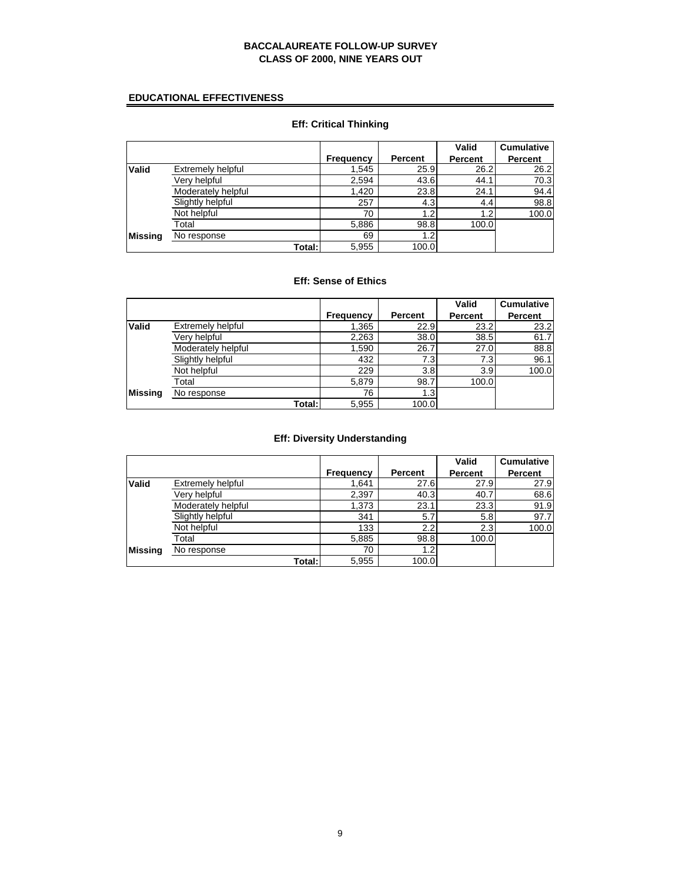**BACCALAUREATE FOLLOW-UP SURVEY**
**CLASS OF 2000, NINE YEARS OUT**

## EDUCATIONAL EFFECTIVENESS

### Eff: Critical Thinking

| | | Frequency | Percent | Valid Percent | Cumulative Percent |
|---|---|---|---|---|---|
| **Valid** | Extremely helpful | 1,545 | 25.9 | 26.2 | 26.2 |
| | Very helpful | 2,594 | 43.6 | 44.1 | 70.3 |
| | Moderately helpful | 1,420 | 23.8 | 24.1 | 94.4 |
| | Slightly helpful | 257 | 4.3 | 4.4 | 98.8 |
| | Not helpful | 70 | 1.2 | 1.2 | 100.0 |
| | Total | 5,886 | 98.8 | 100.0 | |
| **Missing** | No response | 69 | 1.2 | | |
| | **Total:** | 5,955 | 100.0 | | |

### Eff: Sense of Ethics

| | | Frequency | Percent | Valid Percent | Cumulative Percent |
|---|---|---|---|---|---|
| **Valid** | Extremely helpful | 1,365 | 22.9 | 23.2 | 23.2 |
| | Very helpful | 2,263 | 38.0 | 38.5 | 61.7 |
| | Moderately helpful | 1,590 | 26.7 | 27.0 | 88.8 |
| | Slightly helpful | 432 | 7.3 | 7.3 | 96.1 |
| | Not helpful | 229 | 3.8 | 3.9 | 100.0 |
| | Total | 5,879 | 98.7 | 100.0 | |
| **Missing** | No response | 76 | 1.3 | | |
| | **Total:** | 5,955 | 100.0 | | |

### Eff: Diversity Understanding

| | | Frequency | Percent | Valid Percent | Cumulative Percent |
|---|---|---|---|---|---|
| **Valid** | Extremely helpful | 1,641 | 27.6 | 27.9 | 27.9 |
| | Very helpful | 2,397 | 40.3 | 40.7 | 68.6 |
| | Moderately helpful | 1,373 | 23.1 | 23.3 | 91.9 |
| | Slightly helpful | 341 | 5.7 | 5.8 | 97.7 |
| | Not helpful | 133 | 2.2 | 2.3 | 100.0 |
| | Total | 5,885 | 98.8 | 100.0 | |
| **Missing** | No response | 70 | 1.2 | | |
| | **Total:** | 5,955 | 100.0 | | |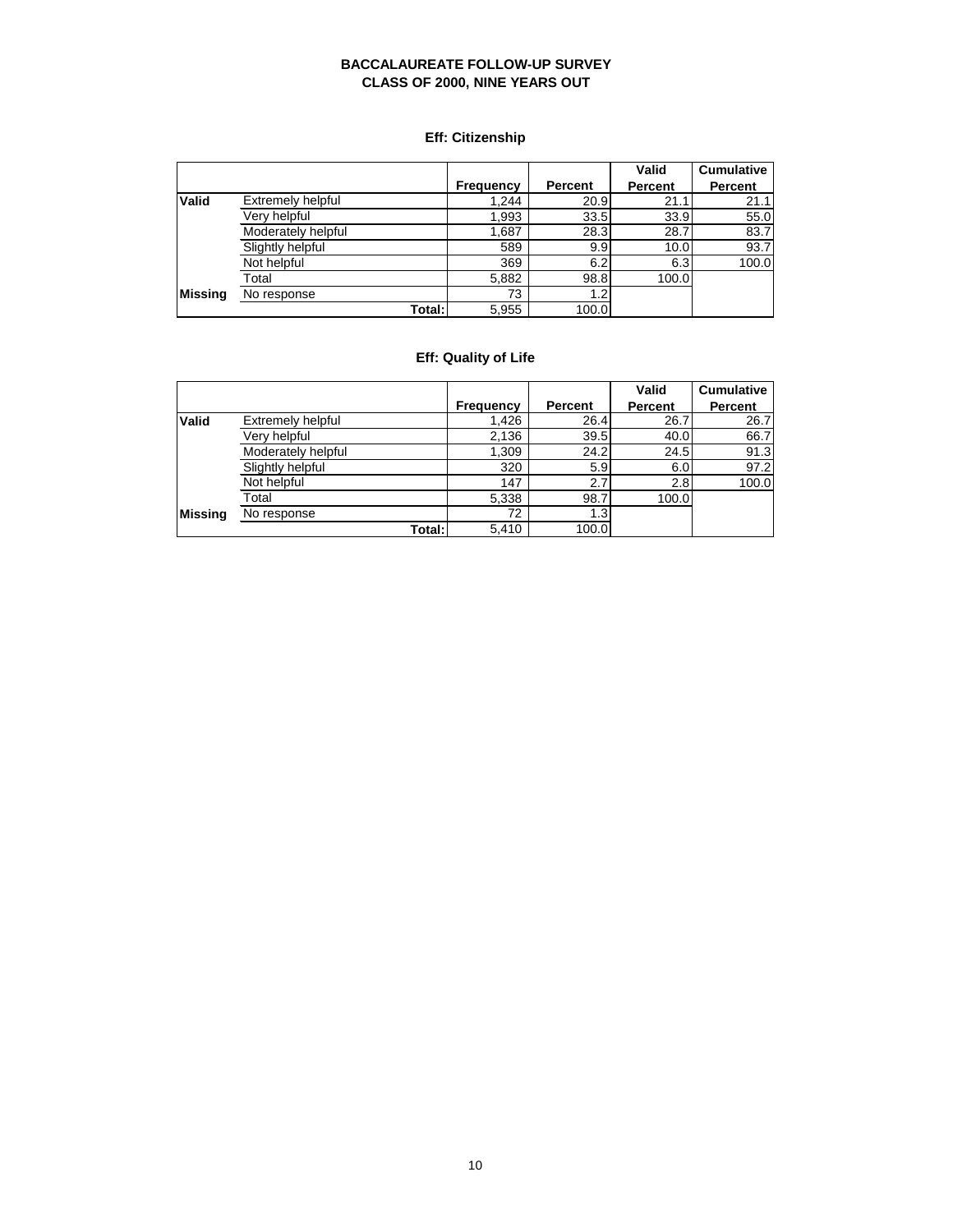**BACCALAUREATE FOLLOW-UP SURVEY**
**CLASS OF 2000, NINE YEARS OUT**

### Eff: Citizenship

| | | Frequency | Percent | Valid Percent | Cumulative Percent |
|---|---|---|---|---|---|
| **Valid** | Extremely helpful | 1,244 | 20.9 | 21.1 | 21.1 |
| | Very helpful | 1,993 | 33.5 | 33.9 | 55.0 |
| | Moderately helpful | 1,687 | 28.3 | 28.7 | 83.7 |
| | Slightly helpful | 589 | 9.9 | 10.0 | 93.7 |
| | Not helpful | 369 | 6.2 | 6.3 | 100.0 |
| | Total | 5,882 | 98.8 | 100.0 | |
| **Missing** | No response | 73 | 1.2 | | |
| | Total: | 5,955 | 100.0 | | |

### Eff: Quality of Life

| | | Frequency | Percent | Valid Percent | Cumulative Percent |
|---|---|---|---|---|---|
| **Valid** | Extremely helpful | 1,426 | 26.4 | 26.7 | 26.7 |
| | Very helpful | 2,136 | 39.5 | 40.0 | 66.7 |
| | Moderately helpful | 1,309 | 24.2 | 24.5 | 91.3 |
| | Slightly helpful | 320 | 5.9 | 6.0 | 97.2 |
| | Not helpful | 147 | 2.7 | 2.8 | 100.0 |
| | Total | 5,338 | 98.7 | 100.0 | |
| **Missing** | No response | 72 | 1.3 | | |
| | Total: | 5,410 | 100.0 | | |